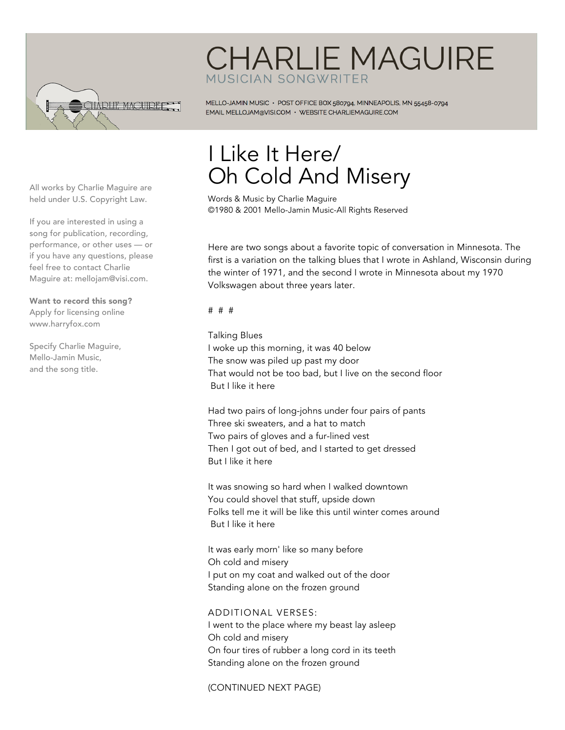# CHARLIE MAGUIRE

MUSICIAN SONGWRITER

MELLO-JAMIN MUSIC • POST OFFICE BOX 580794, MINNEAPOLIS, MN 55458-0794
EMAIL MELLOJAM@VISI.COM • WEBSITE CHARLIEMAGUIRE.COM

All works by Charlie Maguire are held under U.S. Copyright Law.

If you are interested in using a song for publication, recording, performance, or other uses — or if you have any questions, please feel free to contact Charlie Maguire at: mellojam@visi.com.

**Want to record this song?**
Apply for licensing online
www.harryfox.com

Specify Charlie Maguire,
Mello-Jamin Music,
and the song title.

## I Like It Here/ Oh Cold And Misery

Words & Music by Charlie Maguire
©1980 & 2001 Mello-Jamin Music-All Rights Reserved

Here are two songs about a favorite topic of conversation in Minnesota. The first is a variation on the talking blues that I wrote in Ashland, Wisconsin during the winter of 1971, and the second I wrote in Minnesota about my 1970 Volkswagen about three years later.

# # #

Talking Blues
I woke up this morning, it was 40 below
The snow was piled up past my door
That would not be too bad, but I live on the second floor
But I like it here

Had two pairs of long-johns under four pairs of pants
Three ski sweaters, and a hat to match
Two pairs of gloves and a fur-lined vest
Then I got out of bed, and I started to get dressed
But I like it here

It was snowing so hard when I walked downtown
You could shovel that stuff, upside down
Folks tell me it will be like this until winter comes around
But I like it here

It was early morn' like so many before
Oh cold and misery
I put on my coat and walked out of the door
Standing alone on the frozen ground

ADDITIONAL VERSES:
I went to the place where my beast lay asleep
Oh cold and misery
On four tires of rubber a long cord in its teeth
Standing alone on the frozen ground

(CONTINUED NEXT PAGE)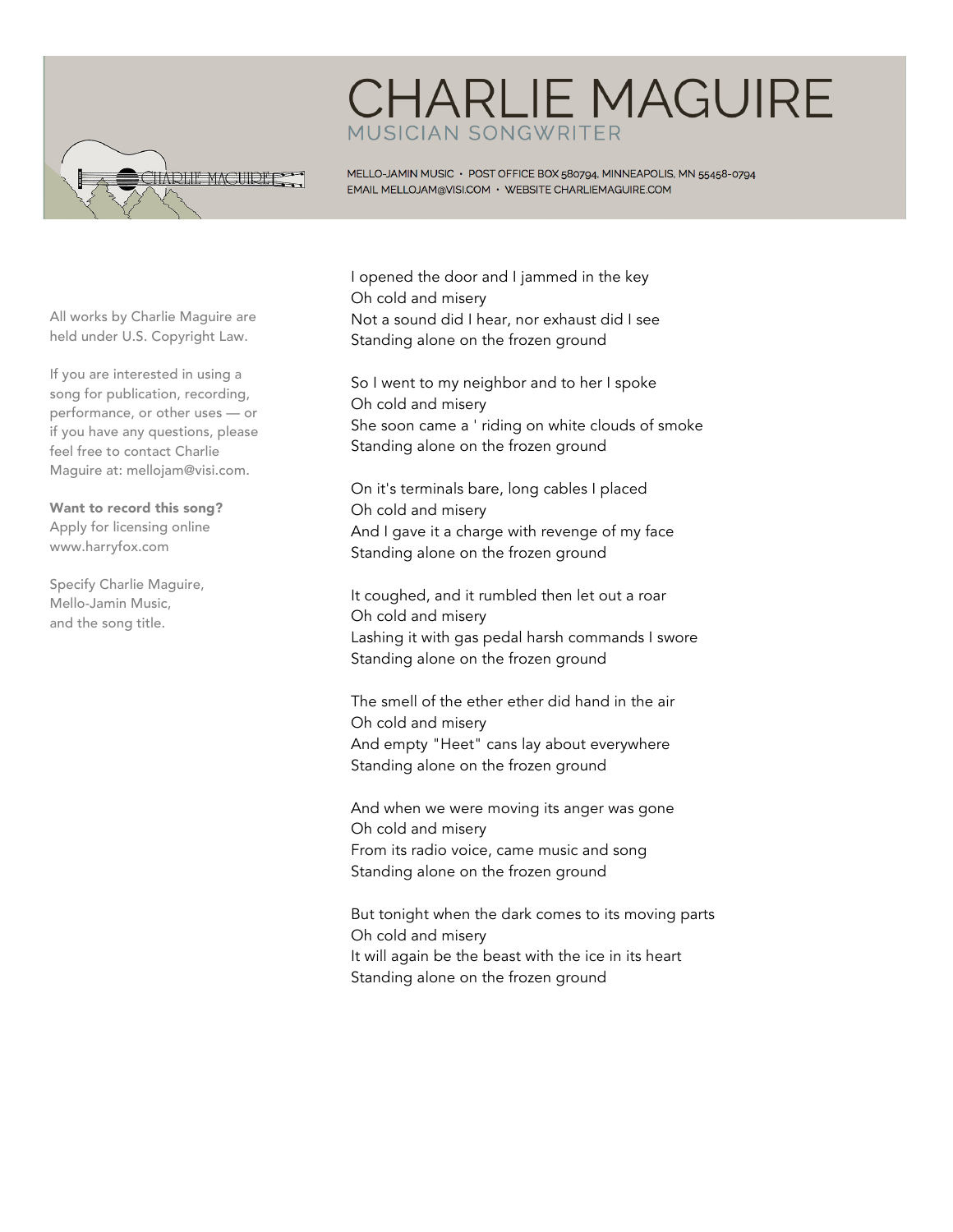# CHARLIE MAGUIRE

MUSICIAN SONGWRITER

MELLO-JAMIN MUSIC • POST OFFICE BOX 580794, MINNEAPOLIS, MN 55458-0794
EMAIL MELLOJAM@VISI.COM • WEBSITE CHARLIEMAGUIRE.COM

All works by Charlie Maguire are held under U.S. Copyright Law.

If you are interested in using a song for publication, recording, performance, or other uses — or if you have any questions, please feel free to contact Charlie Maguire at: mellojam@visi.com.

**Want to record this song?**
Apply for licensing online
www.harryfox.com

Specify Charlie Maguire,
Mello-Jamin Music,
and the song title.

I opened the door and I jammed in the key
Oh cold and misery
Not a sound did I hear, nor exhaust did I see
Standing alone on the frozen ground

So I went to my neighbor and to her I spoke
Oh cold and misery
She soon came a ' riding on white clouds of smoke
Standing alone on the frozen ground

On it's terminals bare, long cables I placed
Oh cold and misery
And I gave it a charge with revenge of my face
Standing alone on the frozen ground

It coughed, and it rumbled then let out a roar
Oh cold and misery
Lashing it with gas pedal harsh commands I swore
Standing alone on the frozen ground

The smell of the ether ether did hand in the air
Oh cold and misery
And empty "Heet" cans lay about everywhere
Standing alone on the frozen ground

And when we were moving its anger was gone
Oh cold and misery
From its radio voice, came music and song
Standing alone on the frozen ground

But tonight when the dark comes to its moving parts
Oh cold and misery
It will again be the beast with the ice in its heart
Standing alone on the frozen ground